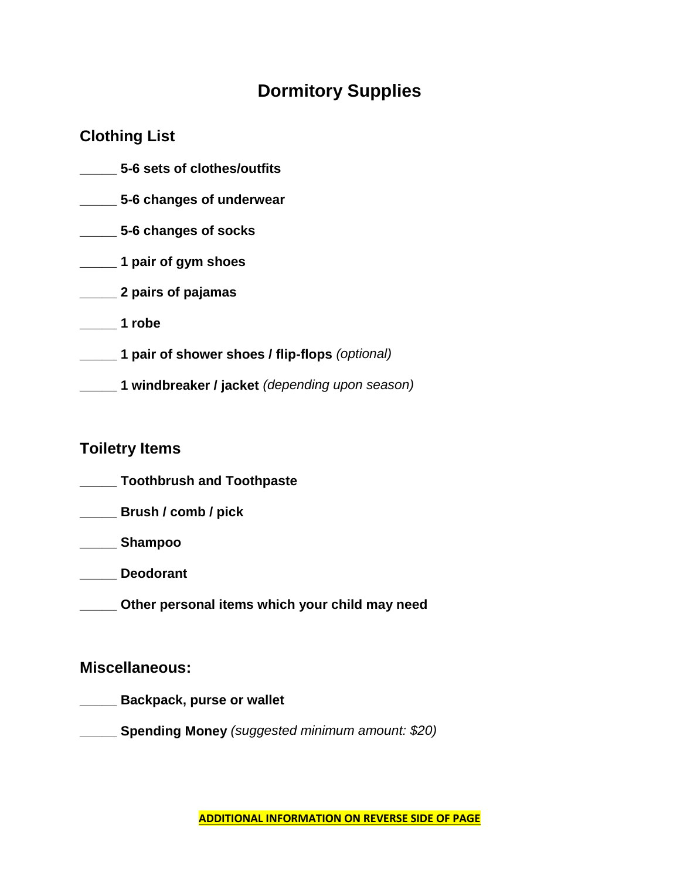# Dormitory Supplies

## Clothing List

_____ **5-6 sets of clothes/outfits**

_____ **5-6 changes of underwear**

_____ **5-6 changes of socks**

_____ **1 pair of gym shoes**

_____ **2 pairs of pajamas**

_____ **1 robe**

_____ **1 pair of shower shoes / flip-flops** *(optional)*

_____ **1 windbreaker / jacket** *(depending upon season)*

## Toiletry Items

_____ **Toothbrush and Toothpaste**

_____ **Brush / comb / pick**

_____ **Shampoo**

_____ **Deodorant**

_____ **Other personal items which your child may need**

## Miscellaneous:

_____ **Backpack, purse or wallet**

_____ **Spending Money** *(suggested minimum amount: $20)*

**ADDITIONAL INFORMATION ON REVERSE SIDE OF PAGE**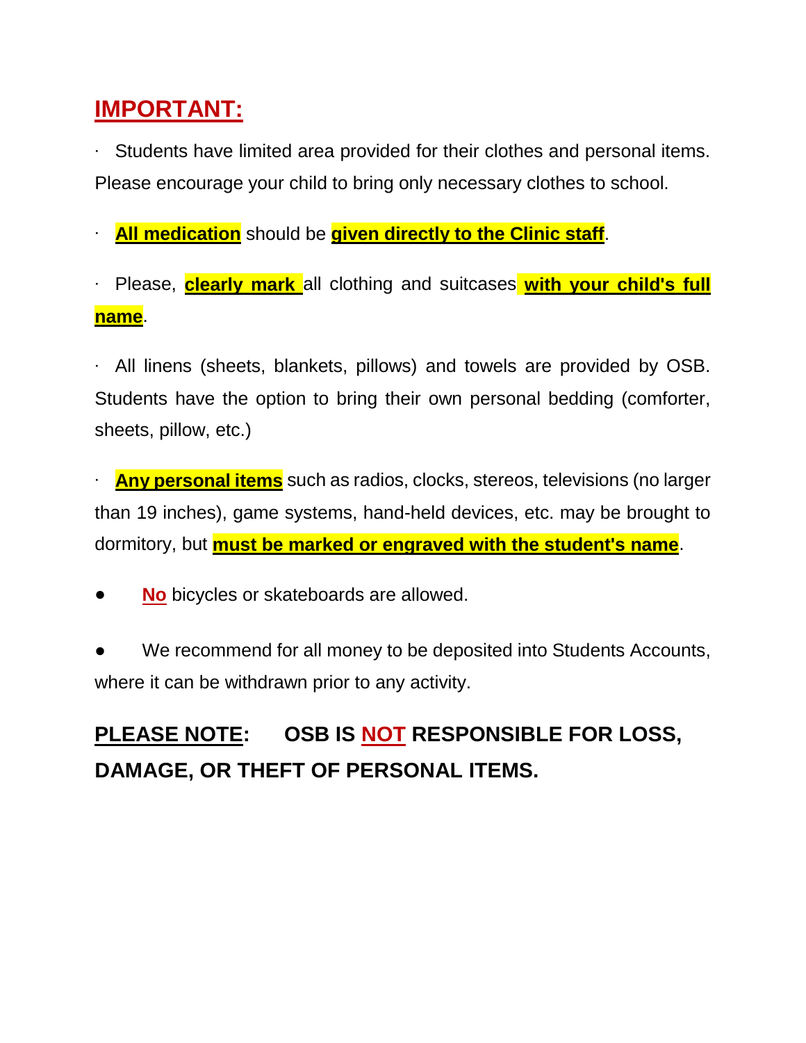## **IMPORTANT:**

- Students have limited area provided for their clothes and personal items. Please encourage your child to bring only necessary clothes to school.
- **All medication** should be **given directly to the Clinic staff**.
- Please, **clearly mark** all clothing and suitcases **with your child's full name**.
- All linens (sheets, blankets, pillows) and towels are provided by OSB. Students have the option to bring their own personal bedding (comforter, sheets, pillow, etc.)
- **Any personal items** such as radios, clocks, stereos, televisions (no larger than 19 inches), game systems, hand-held devices, etc. may be brought to dormitory, but **must be marked or engraved with the student's name**.
- **No** bicycles or skateboards are allowed.
- We recommend for all money to be deposited into Students Accounts, where it can be withdrawn prior to any activity.

**PLEASE NOTE: OSB IS NOT RESPONSIBLE FOR LOSS, DAMAGE, OR THEFT OF PERSONAL ITEMS.**